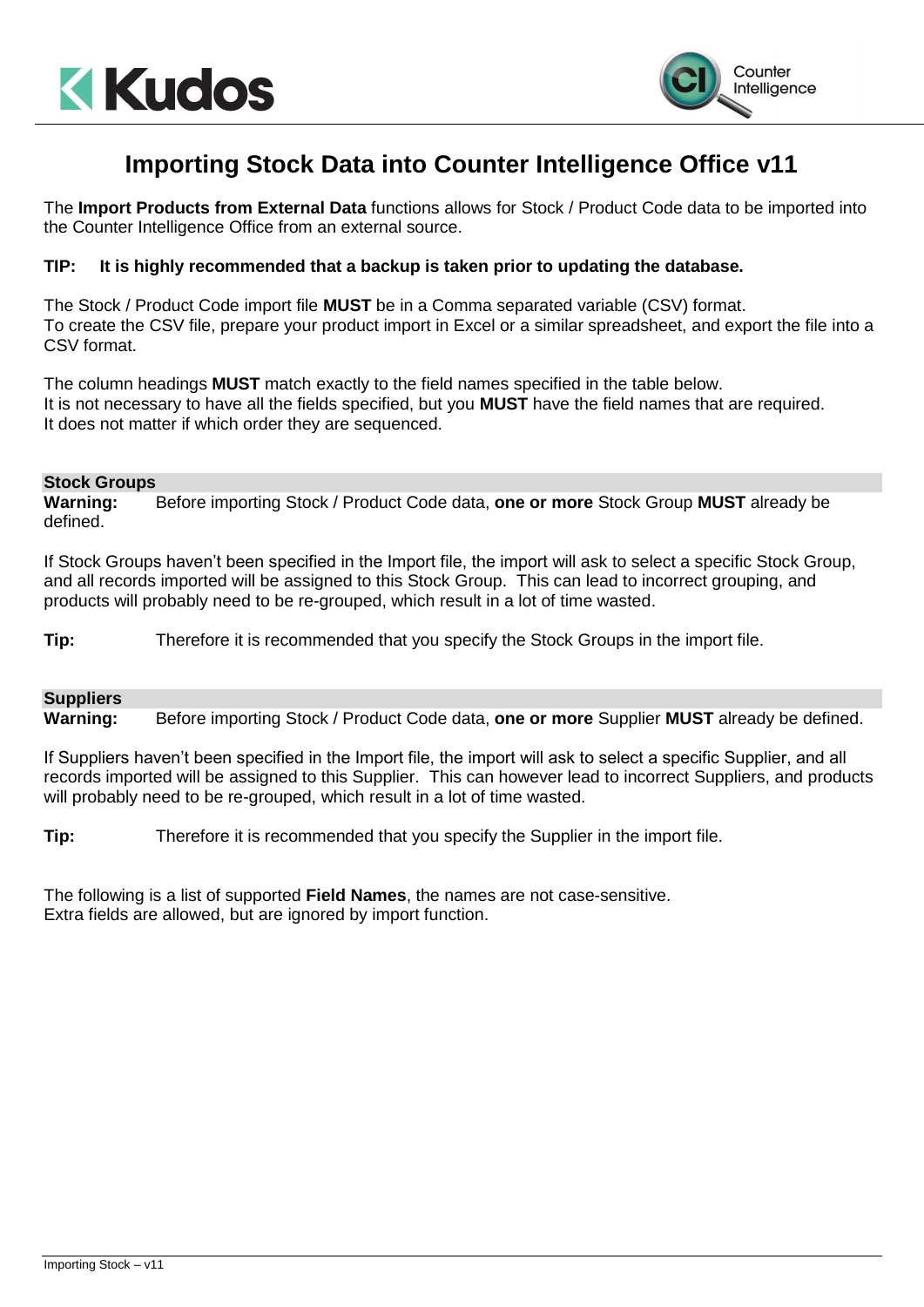# Importing Stock Data into Counter Intelligence Office v11

The **Import Products from External Data** functions allows for Stock / Product Code data to be imported into the Counter Intelligence Office from an external source.

**TIP: It is highly recommended that a backup is taken prior to updating the database.**

The Stock / Product Code import file **MUST** be in a Comma separated variable (CSV) format.
To create the CSV file, prepare your product import in Excel or a similar spreadsheet, and export the file into a CSV format.

The column headings **MUST** match exactly to the field names specified in the table below.
It is not necessary to have all the fields specified, but you **MUST** have the field names that are required.
It does not matter if which order they are sequenced.

## Stock Groups

**Warning:** Before importing Stock / Product Code data, **one or more** Stock Group **MUST** already be defined.

If Stock Groups haven't been specified in the Import file, the import will ask to select a specific Stock Group, and all records imported will be assigned to this Stock Group. This can lead to incorrect grouping, and products will probably need to be re-grouped, which result in a lot of time wasted.

**Tip:** Therefore it is recommended that you specify the Stock Groups in the import file.

## Suppliers

**Warning:** Before importing Stock / Product Code data, **one or more** Supplier **MUST** already be defined.

If Suppliers haven't been specified in the Import file, the import will ask to select a specific Supplier, and all records imported will be assigned to this Supplier. This can however lead to incorrect Suppliers, and products will probably need to be re-grouped, which result in a lot of time wasted.

**Tip:** Therefore it is recommended that you specify the Supplier in the import file.

The following is a list of supported **Field Names**, the names are not case-sensitive.
Extra fields are allowed, but are ignored by import function.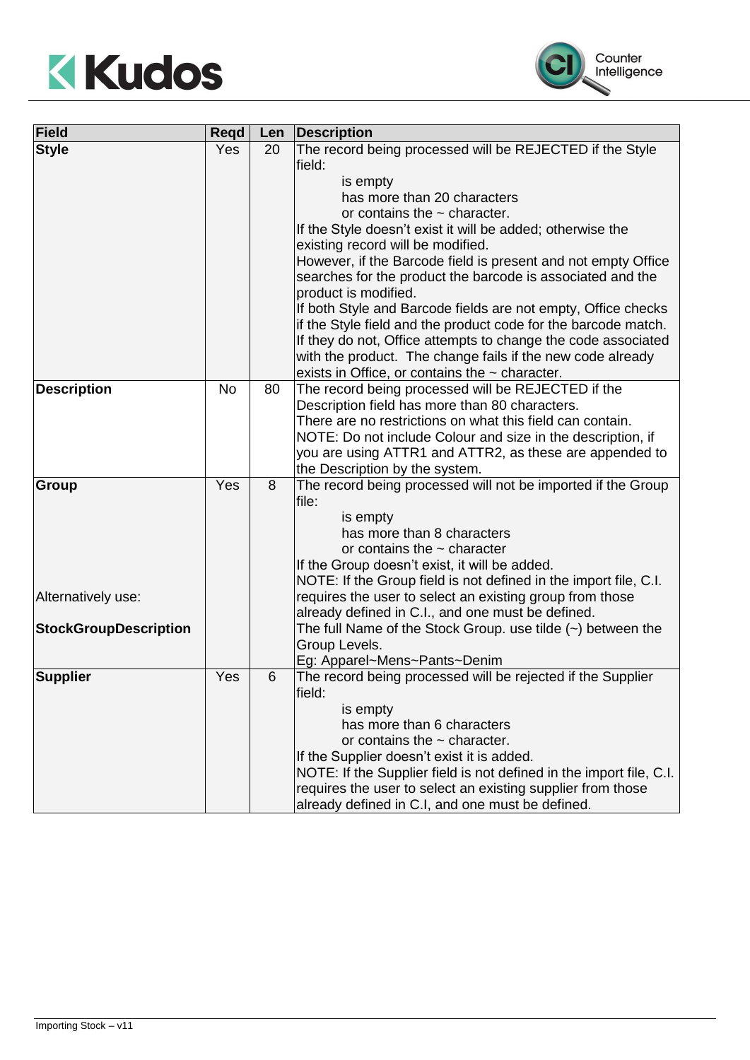| Field | Reqd | Len | Description |
|---|---|---|---|
| **Style** | Yes | 20 | The record being processed will be REJECTED if the Style field:<br>is empty<br>has more than 20 characters<br>or contains the ~ character.<br>If the Style doesn't exist it will be added; otherwise the existing record will be modified.<br>However, if the Barcode field is present and not empty Office searches for the product the barcode is associated and the product is modified.<br>If both Style and Barcode fields are not empty, Office checks if the Style field and the product code for the barcode match. If they do not, Office attempts to change the code associated with the product. The change fails if the new code already exists in Office, or contains the ~ character. |
| **Description** | No | 80 | The record being processed will be REJECTED if the Description field has more than 80 characters.<br>There are no restrictions on what this field can contain.<br>NOTE: Do not include Colour and size in the description, if you are using ATTR1 and ATTR2, as these are appended to the Description by the system. |
| **Group**<br><br>Alternatively use:<br><br>**StockGroupDescription** | Yes | 8 | The record being processed will not be imported if the Group file:<br>is empty<br>has more than 8 characters<br>or contains the ~ character<br>If the Group doesn't exist, it will be added.<br>NOTE: If the Group field is not defined in the import file, C.I. requires the user to select an existing group from those already defined in C.I., and one must be defined.<br>The full Name of the Stock Group. use tilde (~) between the Group Levels.<br>Eg: Apparel~Mens~Pants~Denim |
| **Supplier** | Yes | 6 | The record being processed will be rejected if the Supplier field:<br>is empty<br>has more than 6 characters<br>or contains the ~ character.<br>If the Supplier doesn't exist it is added.<br>NOTE: If the Supplier field is not defined in the import file, C.I. requires the user to select an existing supplier from those already defined in C.I, and one must be defined. |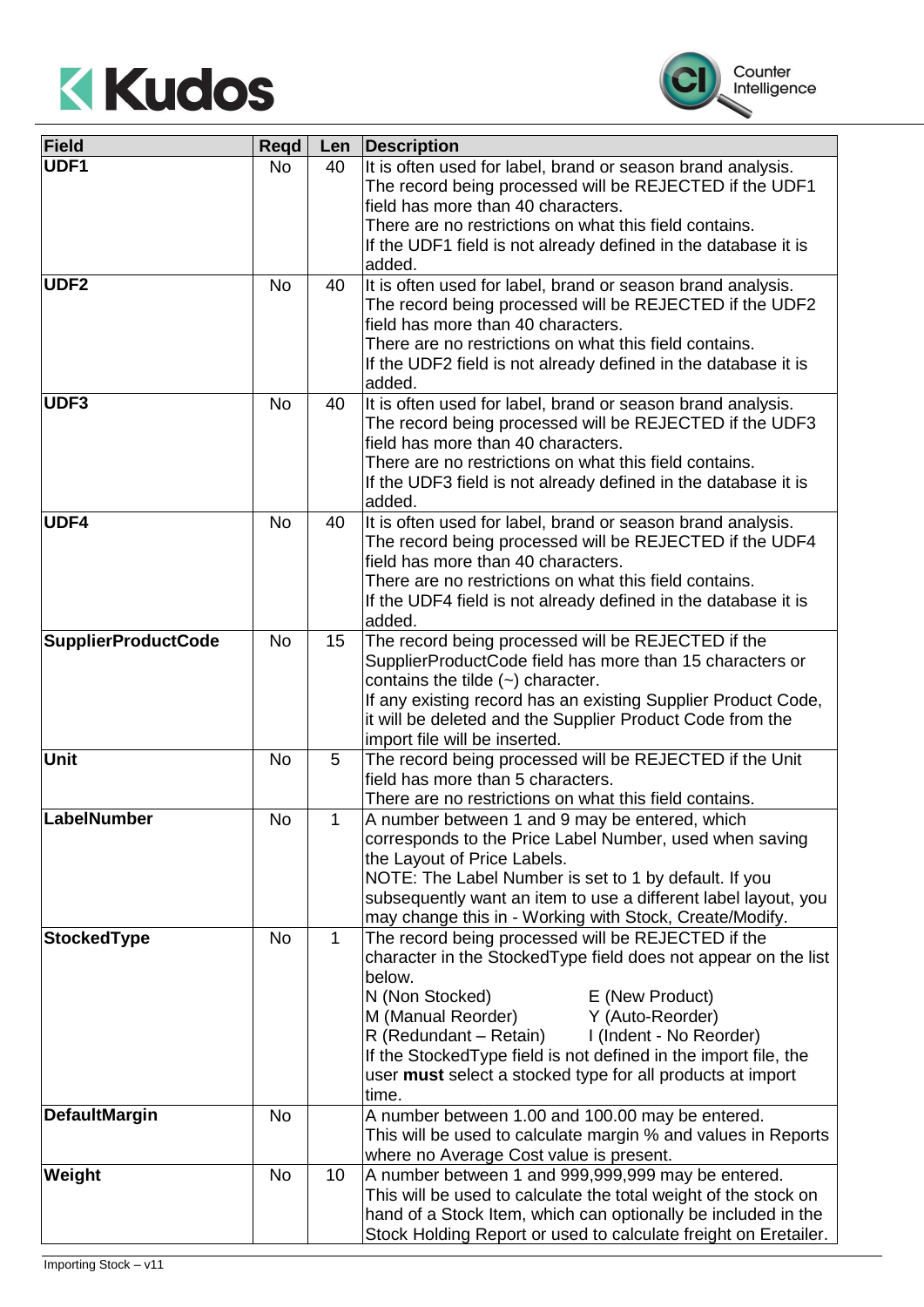| Field | Reqd | Len | Description |
|---|---|---|---|
| **UDF1** | No | 40 | It is often used for label, brand or season brand analysis. The record being processed will be REJECTED if the UDF1 field has more than 40 characters. There are no restrictions on what this field contains. If the UDF1 field is not already defined in the database it is added. |
| **UDF2** | No | 40 | It is often used for label, brand or season brand analysis. The record being processed will be REJECTED if the UDF2 field has more than 40 characters. There are no restrictions on what this field contains. If the UDF2 field is not already defined in the database it is added. |
| **UDF3** | No | 40 | It is often used for label, brand or season brand analysis. The record being processed will be REJECTED if the UDF3 field has more than 40 characters. There are no restrictions on what this field contains. If the UDF3 field is not already defined in the database it is added. |
| **UDF4** | No | 40 | It is often used for label, brand or season brand analysis. The record being processed will be REJECTED if the UDF4 field has more than 40 characters. There are no restrictions on what this field contains. If the UDF4 field is not already defined in the database it is added. |
| **SupplierProductCode** | No | 15 | The record being processed will be REJECTED if the SupplierProductCode field has more than 15 characters or contains the tilde (~) character. If any existing record has an existing Supplier Product Code, it will be deleted and the Supplier Product Code from the import file will be inserted. |
| **Unit** | No | 5 | The record being processed will be REJECTED if the Unit field has more than 5 characters. There are no restrictions on what this field contains. |
| **LabelNumber** | No | 1 | A number between 1 and 9 may be entered, which corresponds to the Price Label Number, used when saving the Layout of Price Labels. NOTE: The Label Number is set to 1 by default. If you subsequently want an item to use a different label layout, you may change this in - Working with Stock, Create/Modify. |
| **StockedType** | No | 1 | The record being processed will be REJECTED if the character in the StockedType field does not appear on the list below.<br>N (Non Stocked) E (New Product)<br>M (Manual Reorder) Y (Auto-Reorder)<br>R (Redundant – Retain) I (Indent - No Reorder)<br>If the StockedType field is not defined in the import file, the user **must** select a stocked type for all products at import time. |
| **DefaultMargin** | No | | A number between 1.00 and 100.00 may be entered. This will be used to calculate margin % and values in Reports where no Average Cost value is present. |
| **Weight** | No | 10 | A number between 1 and 999,999,999 may be entered. This will be used to calculate the total weight of the stock on hand of a Stock Item, which can optionally be included in the Stock Holding Report or used to calculate freight on Eretailer. |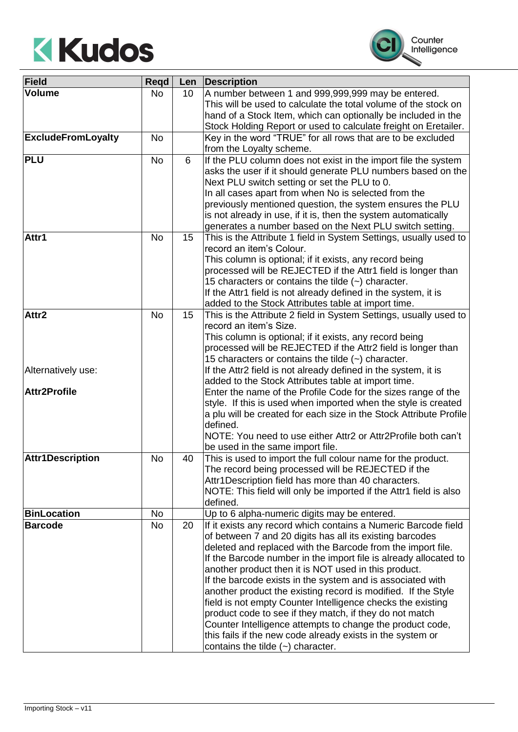| Field | Reqd | Len | Description |
|---|---|---|---|
| **Volume** | No | 10 | A number between 1 and 999,999,999 may be entered. This will be used to calculate the total volume of the stock on hand of a Stock Item, which can optionally be included in the Stock Holding Report or used to calculate freight on Eretailer. |
| **ExcludeFromLoyalty** | No | | Key in the word "TRUE" for all rows that are to be excluded from the Loyalty scheme. |
| **PLU** | No | 6 | If the PLU column does not exist in the import file the system asks the user if it should generate PLU numbers based on the Next PLU switch setting or set the PLU to 0. In all cases apart from when No is selected from the previously mentioned question, the system ensures the PLU is not already in use, if it is, then the system automatically generates a number based on the Next PLU switch setting. |
| **Attr1** | No | 15 | This is the Attribute 1 field in System Settings, usually used to record an item's Colour. This column is optional; if it exists, any record being processed will be REJECTED if the Attr1 field is longer than 15 characters or contains the tilde (~) character. If the Attr1 field is not already defined in the system, it is added to the Stock Attributes table at import time. |
| **Attr2** Alternatively use: **Attr2Profile** | No | 15 | This is the Attribute 2 field in System Settings, usually used to record an item's Size. This column is optional; if it exists, any record being processed will be REJECTED if the Attr2 field is longer than 15 characters or contains the tilde (~) character. If the Attr2 field is not already defined in the system, it is added to the Stock Attributes table at import time. Enter the name of the Profile Code for the sizes range of the style. If this is used when imported when the style is created a plu will be created for each size in the Stock Attribute Profile defined. NOTE: You need to use either Attr2 or Attr2Profile both can't be used in the same import file. |
| **Attr1Description** | No | 40 | This is used to import the full colour name for the product. The record being processed will be REJECTED if the Attr1Description field has more than 40 characters. NOTE: This field will only be imported if the Attr1 field is also defined. |
| **BinLocation** | No | | Up to 6 alpha-numeric digits may be entered. |
| **Barcode** | No | 20 | If it exists any record which contains a Numeric Barcode field of between 7 and 20 digits has all its existing barcodes deleted and replaced with the Barcode from the import file. If the Barcode number in the import file is already allocated to another product then it is NOT used in this product. If the barcode exists in the system and is associated with another product the existing record is modified. If the Style field is not empty Counter Intelligence checks the existing product code to see if they match, if they do not match Counter Intelligence attempts to change the product code, this fails if the new code already exists in the system or contains the tilde (~) character. |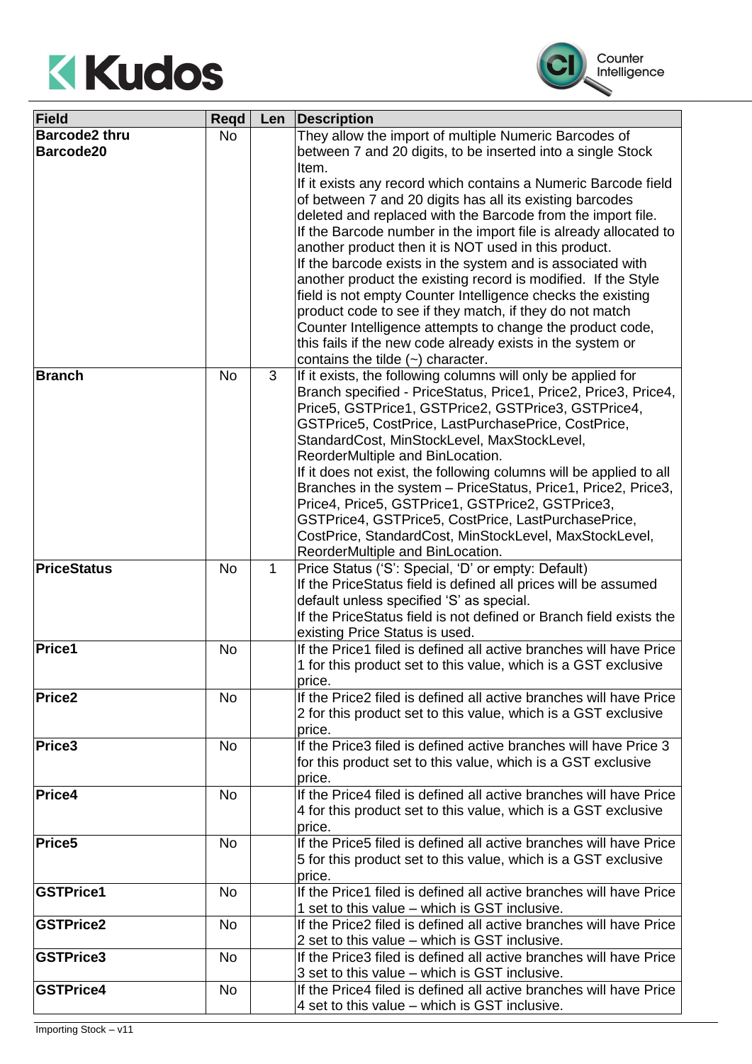| Field | Reqd | Len | Description |
|---|---|---|---|
| **Barcode2 thru Barcode20** | No | | They allow the import of multiple Numeric Barcodes of between 7 and 20 digits, to be inserted into a single Stock Item.<br>If it exists any record which contains a Numeric Barcode field of between 7 and 20 digits has all its existing barcodes deleted and replaced with the Barcode from the import file.<br>If the Barcode number in the import file is already allocated to another product then it is NOT used in this product.<br>If the barcode exists in the system and is associated with another product the existing record is modified. If the Style field is not empty Counter Intelligence checks the existing product code to see if they match, if they do not match Counter Intelligence attempts to change the product code, this fails if the new code already exists in the system or contains the tilde (~) character. |
| **Branch** | No | 3 | If it exists, the following columns will only be applied for Branch specified - PriceStatus, Price1, Price2, Price3, Price4, Price5, GSTPrice1, GSTPrice2, GSTPrice3, GSTPrice4, GSTPrice5, CostPrice, LastPurchasePrice, CostPrice, StandardCost, MinStockLevel, MaxStockLevel, ReorderMultiple and BinLocation.<br>If it does not exist, the following columns will be applied to all Branches in the system – PriceStatus, Price1, Price2, Price3, Price4, Price5, GSTPrice1, GSTPrice2, GSTPrice3, GSTPrice4, GSTPrice5, CostPrice, LastPurchasePrice, CostPrice, StandardCost, MinStockLevel, MaxStockLevel, ReorderMultiple and BinLocation. |
| **PriceStatus** | No | 1 | Price Status ('S': Special, 'D' or empty: Default)<br>If the PriceStatus field is defined all prices will be assumed default unless specified 'S' as special.<br>If the PriceStatus field is not defined or Branch field exists the existing Price Status is used. |
| **Price1** | No | | If the Price1 filed is defined all active branches will have Price 1 for this product set to this value, which is a GST exclusive price. |
| **Price2** | No | | If the Price2 filed is defined all active branches will have Price 2 for this product set to this value, which is a GST exclusive price. |
| **Price3** | No | | If the Price3 filed is defined active branches will have Price 3 for this product set to this value, which is a GST exclusive price. |
| **Price4** | No | | If the Price4 filed is defined all active branches will have Price 4 for this product set to this value, which is a GST exclusive price. |
| **Price5** | No | | If the Price5 filed is defined all active branches will have Price 5 for this product set to this value, which is a GST exclusive price. |
| **GSTPrice1** | No | | If the Price1 filed is defined all active branches will have Price 1 set to this value – which is GST inclusive. |
| **GSTPrice2** | No | | If the Price2 filed is defined all active branches will have Price 2 set to this value – which is GST inclusive. |
| **GSTPrice3** | No | | If the Price3 filed is defined all active branches will have Price 3 set to this value – which is GST inclusive. |
| **GSTPrice4** | No | | If the Price4 filed is defined all active branches will have Price 4 set to this value – which is GST inclusive. |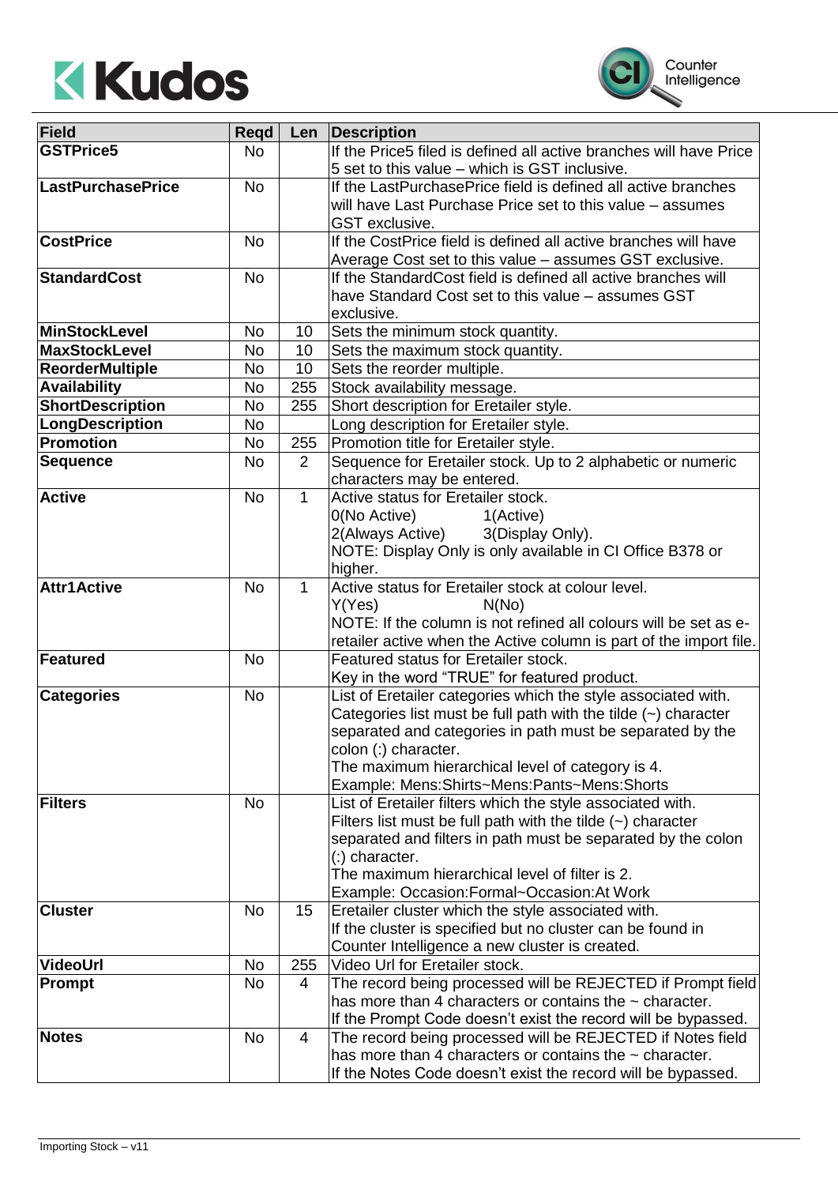| Field | Reqd | Len | Description |
|---|---|---|---|
| **GSTPrice5** | No | | If the Price5 filed is defined all active branches will have Price 5 set to this value – which is GST inclusive. |
| **LastPurchasePrice** | No | | If the LastPurchasePrice field is defined all active branches will have Last Purchase Price set to this value – assumes GST exclusive. |
| **CostPrice** | No | | If the CostPrice field is defined all active branches will have Average Cost set to this value – assumes GST exclusive. |
| **StandardCost** | No | | If the StandardCost field is defined all active branches will have Standard Cost set to this value – assumes GST exclusive. |
| **MinStockLevel** | No | 10 | Sets the minimum stock quantity. |
| **MaxStockLevel** | No | 10 | Sets the maximum stock quantity. |
| **ReorderMultiple** | No | 10 | Sets the reorder multiple. |
| **Availability** | No | 255 | Stock availability message. |
| **ShortDescription** | No | 255 | Short description for Eretailer style. |
| **LongDescription** | No | | Long description for Eretailer style. |
| **Promotion** | No | 255 | Promotion title for Eretailer style. |
| **Sequence** | No | 2 | Sequence for Eretailer stock. Up to 2 alphabetic or numeric characters may be entered. |
| **Active** | No | 1 | Active status for Eretailer stock.<br>0(No Active) 1(Active)<br>2(Always Active) 3(Display Only).<br>NOTE: Display Only is only available in CI Office B378 or higher. |
| **Attr1Active** | No | 1 | Active status for Eretailer stock at colour level.<br>Y(Yes) N(No)<br>NOTE: If the column is not refined all colours will be set as e-retailer active when the Active column is part of the import file. |
| **Featured** | No | | Featured status for Eretailer stock.<br>Key in the word "TRUE" for featured product. |
| **Categories** | No | | List of Eretailer categories which the style associated with. Categories list must be full path with the tilde (~) character separated and categories in path must be separated by the colon (:) character.<br>The maximum hierarchical level of category is 4.<br>Example: Mens:Shirts~Mens:Pants~Mens:Shorts |
| **Filters** | No | | List of Eretailer filters which the style associated with. Filters list must be full path with the tilde (~) character separated and filters in path must be separated by the colon (:) character.<br>The maximum hierarchical level of filter is 2.<br>Example: Occasion:Formal~Occasion:At Work |
| **Cluster** | No | 15 | Eretailer cluster which the style associated with.<br>If the cluster is specified but no cluster can be found in Counter Intelligence a new cluster is created. |
| **VideoUrl** | No | 255 | Video Url for Eretailer stock. |
| **Prompt** | No | 4 | The record being processed will be REJECTED if Prompt field has more than 4 characters or contains the ~ character.<br>If the Prompt Code doesn't exist the record will be bypassed. |
| **Notes** | No | 4 | The record being processed will be REJECTED if Notes field has more than 4 characters or contains the ~ character.<br>If the Notes Code doesn't exist the record will be bypassed. |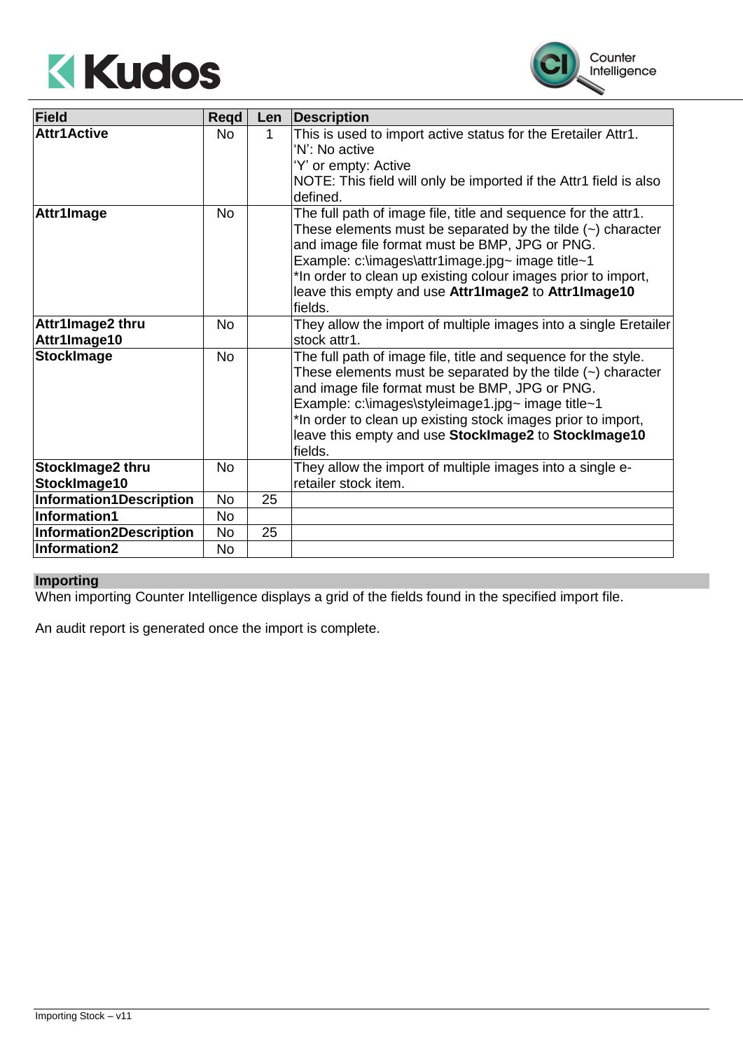| Field | Reqd | Len | Description |
|---|---|---|---|
| **Attr1Active** | No | 1 | This is used to import active status for the Eretailer Attr1.<br>'N': No active<br>'Y' or empty: Active<br>NOTE: This field will only be imported if the Attr1 field is also defined. |
| **Attr1Image** | No | | The full path of image file, title and sequence for the attr1. These elements must be separated by the tilde (~) character and image file format must be BMP, JPG or PNG.<br>Example: c:\images\attr1image.jpg~ image title~1<br>*In order to clean up existing colour images prior to import, leave this empty and use **Attr1Image2** to **Attr1Image10** fields. |
| **Attr1Image2 thru Attr1Image10** | No | | They allow the import of multiple images into a single Eretailer stock attr1. |
| **StockImage** | No | | The full path of image file, title and sequence for the style. These elements must be separated by the tilde (~) character and image file format must be BMP, JPG or PNG.<br>Example: c:\images\styleimage1.jpg~ image title~1<br>*In order to clean up existing stock images prior to import, leave this empty and use **StockImage2** to **StockImage10** fields. |
| **StockImage2 thru StockImage10** | No | | They allow the import of multiple images into a single e-retailer stock item. |
| **Information1Description** | No | 25 | |
| **Information1** | No | | |
| **Information2Description** | No | 25 | |
| **Information2** | No | | |

## Importing

When importing Counter Intelligence displays a grid of the fields found in the specified import file.

An audit report is generated once the import is complete.